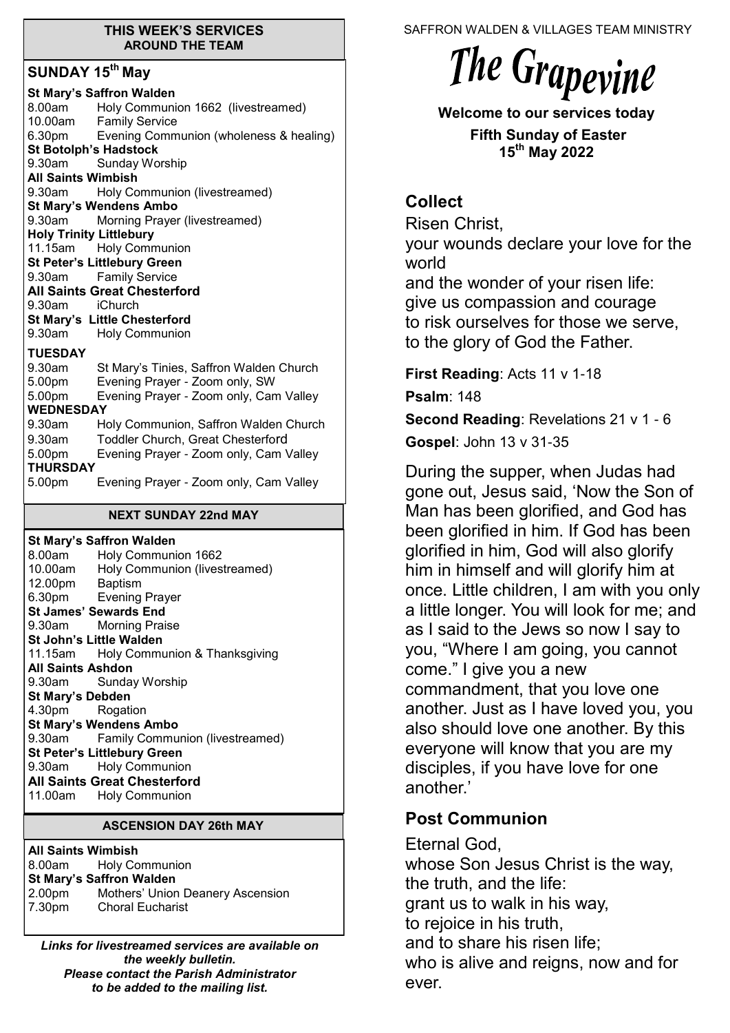## THIS WEEK'S SERVICES AROUND THE TEAM

### SUNDAY 15th May

**St Mary's Saffron Walden**
8.00am Holy Communion 1662 (livestreamed)
10.00am Family Service
6.30pm Evening Communion (wholeness & healing)

**St Botolph's Hadstock**
9.30am Sunday Worship

**All Saints Wimbish**
9.30am Holy Communion (livestreamed)

**St Mary's Wendens Ambo**
9.30am Morning Prayer (livestreamed)

**Holy Trinity Littlebury**
11.15am Holy Communion

**St Peter's Littlebury Green**
9.30am Family Service

**All Saints Great Chesterford**
9.30am iChurch

**St Mary's Little Chesterford**
9.30am Holy Communion

**TUESDAY**
9.30am St Mary's Tinies, Saffron Walden Church
5.00pm Evening Prayer - Zoom only, SW
5.00pm Evening Prayer - Zoom only, Cam Valley

**WEDNESDAY**
9.30am Holy Communion, Saffron Walden Church
9.30am Toddler Church, Great Chesterford
5.00pm Evening Prayer - Zoom only, Cam Valley

**THURSDAY**
5.00pm Evening Prayer - Zoom only, Cam Valley

### NEXT SUNDAY 22nd MAY

**St Mary's Saffron Walden**
8.00am Holy Communion 1662
10.00am Holy Communion (livestreamed)
12.00pm Baptism
6.30pm Evening Prayer

**St James' Sewards End**
9.30am Morning Praise

**St John's Little Walden**
11.15am Holy Communion & Thanksgiving

**All Saints Ashdon**
9.30am Sunday Worship

**St Mary's Debden**
4.30pm Rogation

**St Mary's Wendens Ambo**
9.30am Family Communion (livestreamed)

**St Peter's Littlebury Green**
9.30am Holy Communion

**All Saints Great Chesterford**
11.00am Holy Communion

### ASCENSION DAY 26th MAY

**All Saints Wimbish**
8.00am Holy Communion

**St Mary's Saffron Walden**
2.00pm Mothers' Union Deanery Ascension
7.30pm Choral Eucharist

***Links for livestreamed services are available on the weekly bulletin. Please contact the Parish Administrator to be added to the mailing list.***

SAFFRON WALDEN & VILLAGES TEAM MINISTRY

# The Grapevine

**Welcome to our services today**

**Fifth Sunday of Easter**
**15th May 2022**

## Collect

Risen Christ,
your wounds declare your love for the world
and the wonder of your risen life:
give us compassion and courage
to risk ourselves for those we serve,
to the glory of God the Father.

**First Reading**: Acts 11 v 1-18

**Psalm**: 148

**Second Reading**: Revelations 21 v 1 - 6

**Gospel**: John 13 v 31-35

During the supper, when Judas had gone out, Jesus said, 'Now the Son of Man has been glorified, and God has been glorified in him. If God has been glorified in him, God will also glorify him in himself and will glorify him at once. Little children, I am with you only a little longer. You will look for me; and as I said to the Jews so now I say to you, "Where I am going, you cannot come." I give you a new commandment, that you love one another. Just as I have loved you, you also should love one another. By this everyone will know that you are my disciples, if you have love for one another.'

## Post Communion

Eternal God,
whose Son Jesus Christ is the way,
the truth, and the life:
grant us to walk in his way,
to rejoice in his truth,
and to share his risen life;
who is alive and reigns, now and for ever.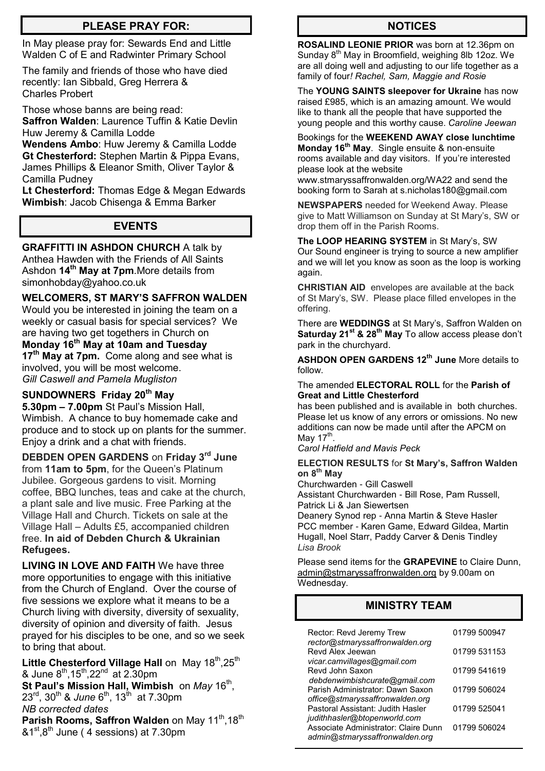## PLEASE PRAY FOR:

In May please pray for: Sewards End and Little Walden C of E and Radwinter Primary School

The family and friends of those who have died recently: Ian Sibbald, Greg Herrera & Charles Probert

Those whose banns are being read:
**Saffron Walden**: Laurence Tuffin & Katie Devlin Huw Jeremy & Camilla Lodde
**Wendens Ambo**: Huw Jeremy & Camilla Lodde
**Gt Chesterford:** Stephen Martin & Pippa Evans, James Phillips & Eleanor Smith, Oliver Taylor & Camilla Pudney
**Lt Chesterford:** Thomas Edge & Megan Edwards
**Wimbish**: Jacob Chisenga & Emma Barker

## EVENTS

**GRAFFITTI IN ASHDON CHURCH** A talk by Anthea Hawden with the Friends of All Saints Ashdon **14th May at 7pm**.More details from simonhobday@yahoo.co.uk

**WELCOMERS, ST MARY'S SAFFRON WALDEN**
Would you be interested in joining the team on a weekly or casual basis for special services? We are having two get togethers in Church on **Monday 16th May at 10am and Tuesday 17th May at 7pm.** Come along and see what is involved, you will be most welcome.
*Gill Caswell and Pamela Mugliston*

**SUNDOWNERS Friday 20th May**
**5.30pm – 7.00pm** St Paul's Mission Hall, Wimbish. A chance to buy homemade cake and produce and to stock up on plants for the summer. Enjoy a drink and a chat with friends.

**DEBDEN OPEN GARDENS** on **Friday 3rd June** from **11am to 5pm**, for the Queen's Platinum Jubilee. Gorgeous gardens to visit. Morning coffee, BBQ lunches, teas and cake at the church, a plant sale and live music. Free Parking at the Village Hall and Church. Tickets on sale at the Village Hall – Adults £5, accompanied children free. **In aid of Debden Church & Ukrainian Refugees.**

**LIVING IN LOVE AND FAITH** We have three more opportunities to engage with this initiative from the Church of England. Over the course of five sessions we explore what it means to be a Church living with diversity, diversity of sexuality, diversity of opinion and diversity of faith. Jesus prayed for his disciples to be one, and so we seek to bring that about.

**Little Chesterford Village Hall** on May 18th,25th & June 8th,15th,22nd at 2.30pm
**St Paul's Mission Hall, Wimbish** on *May* 16th, 23rd, 30th & *June* 6th, 13th at 7.30pm
*NB corrected dates*
**Parish Rooms, Saffron Walden** on May 11th,18th &1st,8th June ( 4 sessions) at 7.30pm

## NOTICES

**ROSALIND LEONIE PRIOR** was born at 12.36pm on Sunday 8th May in Broomfield, weighing 8lb 12oz. We are all doing well and adjusting to our life together as a family of four*! Rachel, Sam, Maggie and Rosie*

The **YOUNG SAINTS sleepover for Ukraine** has now raised £985, which is an amazing amount. We would like to thank all the people that have supported the young people and this worthy cause. *Caroline Jeewan*

Bookings for the **WEEKEND AWAY close lunchtime Monday 16th May**. Single ensuite & non-ensuite rooms available and day visitors. If you're interested please look at the website www.stmaryssaffronwalden.org/WA22 and send the booking form to Sarah at s.nicholas180@gmail.com

**NEWSPAPERS** needed for Weekend Away. Please give to Matt Williamson on Sunday at St Mary's, SW or drop them off in the Parish Rooms.

**The LOOP HEARING SYSTEM** in St Mary's, SW Our Sound engineer is trying to source a new amplifier and we will let you know as soon as the loop is working again.

**CHRISTIAN AID** envelopes are available at the back of St Mary's, SW. Please place filled envelopes in the offering.

There are **WEDDINGS** at St Mary's, Saffron Walden on **Saturday 21st & 28th May** To allow access please don't park in the churchyard.

**ASHDON OPEN GARDENS 12th June** More details to follow.

The amended **ELECTORAL ROLL** for the **Parish of Great and Little Chesterford**
has been published and is available in both churches. Please let us know of any errors or omissions. No new additions can now be made until after the APCM on May 17th.
*Carol Hatfield and Mavis Peck*

**ELECTION RESULTS** for **St Mary's, Saffron Walden on 8th May**
Churchwarden - Gill Caswell
Assistant Churchwarden - Bill Rose, Pam Russell, Patrick Li & Jan Siewertsen
Deanery Synod rep - Anna Martin & Steve Hasler
PCC member - Karen Game, Edward Gildea, Martin Hugall, Noel Starr, Paddy Carver & Denis Tindley
*Lisa Brook*

Please send items for the **GRAPEVINE** to Claire Dunn, admin@stmaryssaffronwalden.org by 9.00am on Wednesday.

## MINISTRY TEAM

| | |
|---|---|
| Rector: Revd Jeremy Trew *rector@stmaryssaffronwalden.org* | 01799 500947 |
| Revd Alex Jeewan *vicar.camvillages@gmail.com* | 01799 531153 |
| Revd John Saxon *debdenwimbishcurate@gmail.com* | 01799 541619 |
| Parish Administrator: Dawn Saxon *office@stmaryssaffronwalden.org* | 01799 506024 |
| Pastoral Assistant: Judith Hasler *judithhasler@btopenworld.com* | 01799 525041 |
| Associate Administrator: Claire Dunn *admin@stmaryssaffronwalden.org* | 01799 506024 |